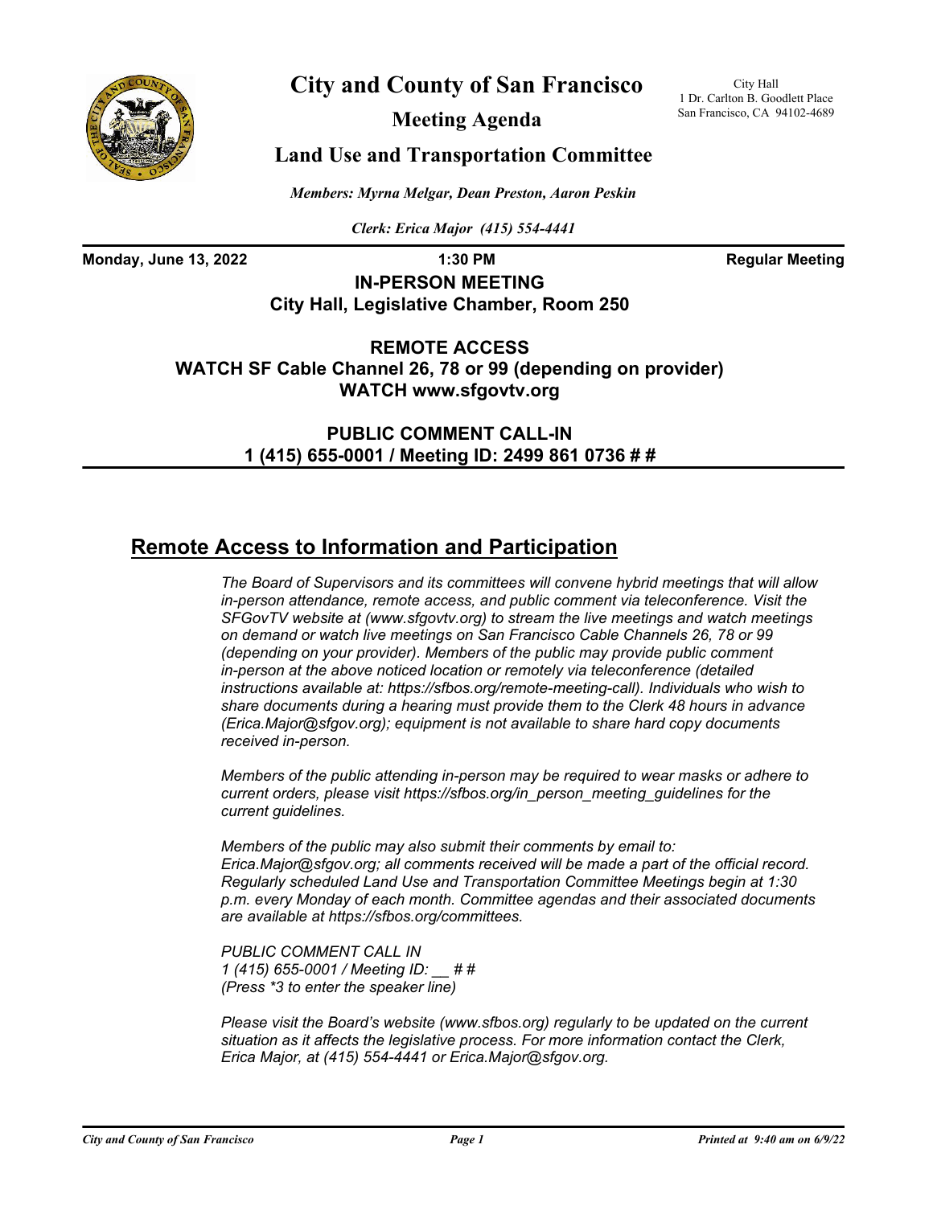# City and County of San Francisco

City Hall
1 Dr. Carlton B. Goodlett Place
San Francisco, CA 94102-4689

## Meeting Agenda

## Land Use and Transportation Committee

*Members: Myrna Melgar, Dean Preston, Aaron Peskin*

*Clerk: Erica Major (415) 554-4441*

**Monday, June 13, 2022** **1:30 PM** **Regular Meeting**

**IN-PERSON MEETING**
**City Hall, Legislative Chamber, Room 250**

**REMOTE ACCESS**
**WATCH SF Cable Channel 26, 78 or 99 (depending on provider)**
**WATCH www.sfgovtv.org**

**PUBLIC COMMENT CALL-IN**
**1 (415) 655-0001 / Meeting ID: 2499 861 0736 # #**

## Remote Access to Information and Participation

*The Board of Supervisors and its committees will convene hybrid meetings that will allow in-person attendance, remote access, and public comment via teleconference. Visit the SFGovTV website at (www.sfgovtv.org) to stream the live meetings and watch meetings on demand or watch live meetings on San Francisco Cable Channels 26, 78 or 99 (depending on your provider). Members of the public may provide public comment in-person at the above noticed location or remotely via teleconference (detailed instructions available at: https://sfbos.org/remote-meeting-call). Individuals who wish to share documents during a hearing must provide them to the Clerk 48 hours in advance (Erica.Major@sfgov.org); equipment is not available to share hard copy documents received in-person.*

*Members of the public attending in-person may be required to wear masks or adhere to current orders, please visit https://sfbos.org/in_person_meeting_guidelines for the current guidelines.*

*Members of the public may also submit their comments by email to: Erica.Major@sfgov.org; all comments received will be made a part of the official record. Regularly scheduled Land Use and Transportation Committee Meetings begin at 1:30 p.m. every Monday of each month. Committee agendas and their associated documents are available at https://sfbos.org/committees.*

*PUBLIC COMMENT CALL IN*
*1 (415) 655-0001 / Meeting ID: __ # #*
*(Press *3 to enter the speaker line)*

*Please visit the Board's website (www.sfbos.org) regularly to be updated on the current situation as it affects the legislative process. For more information contact the Clerk, Erica Major, at (415) 554-4441 or Erica.Major@sfgov.org.*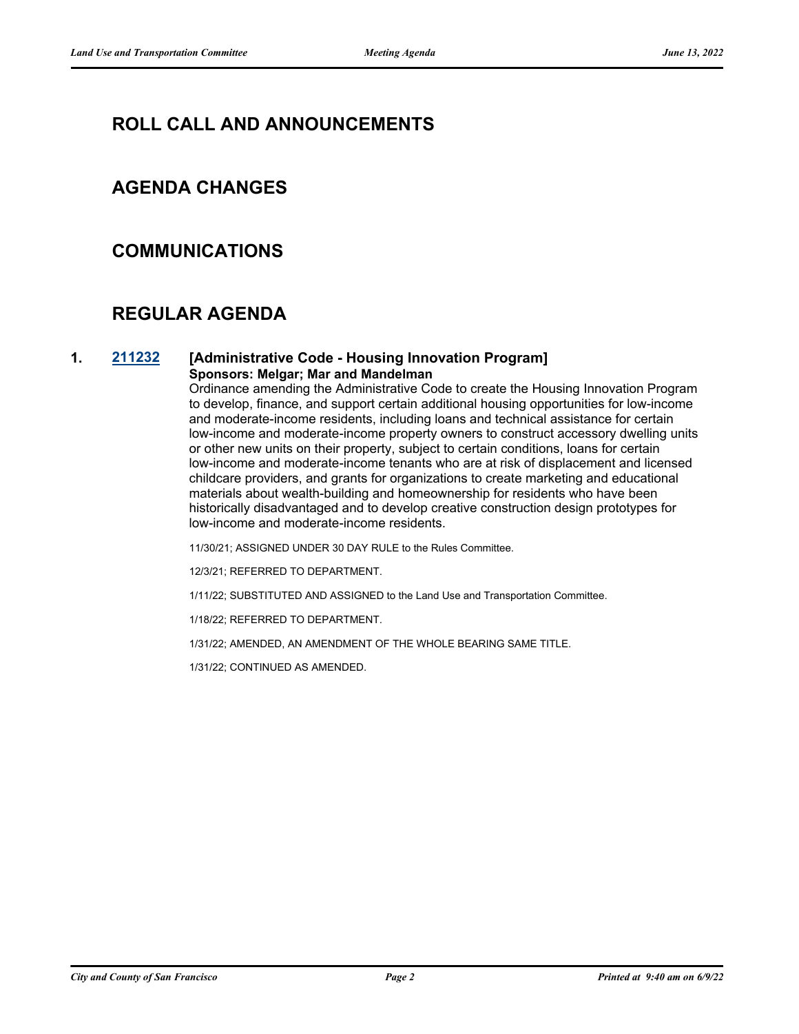## ROLL CALL AND ANNOUNCEMENTS

## AGENDA CHANGES

## COMMUNICATIONS

## REGULAR AGENDA

**1. [211232](#) [Administrative Code - Housing Innovation Program]**
**Sponsors: Melgar; Mar and Mandelman**

Ordinance amending the Administrative Code to create the Housing Innovation Program to develop, finance, and support certain additional housing opportunities for low-income and moderate-income residents, including loans and technical assistance for certain low-income and moderate-income property owners to construct accessory dwelling units or other new units on their property, subject to certain conditions, loans for certain low-income and moderate-income tenants who are at risk of displacement and licensed childcare providers, and grants for organizations to create marketing and educational materials about wealth-building and homeownership for residents who have been historically disadvantaged and to develop creative construction design prototypes for low-income and moderate-income residents.

11/30/21; ASSIGNED UNDER 30 DAY RULE to the Rules Committee.

12/3/21; REFERRED TO DEPARTMENT.

1/11/22; SUBSTITUTED AND ASSIGNED to the Land Use and Transportation Committee.

1/18/22; REFERRED TO DEPARTMENT.

1/31/22; AMENDED, AN AMENDMENT OF THE WHOLE BEARING SAME TITLE.

1/31/22; CONTINUED AS AMENDED.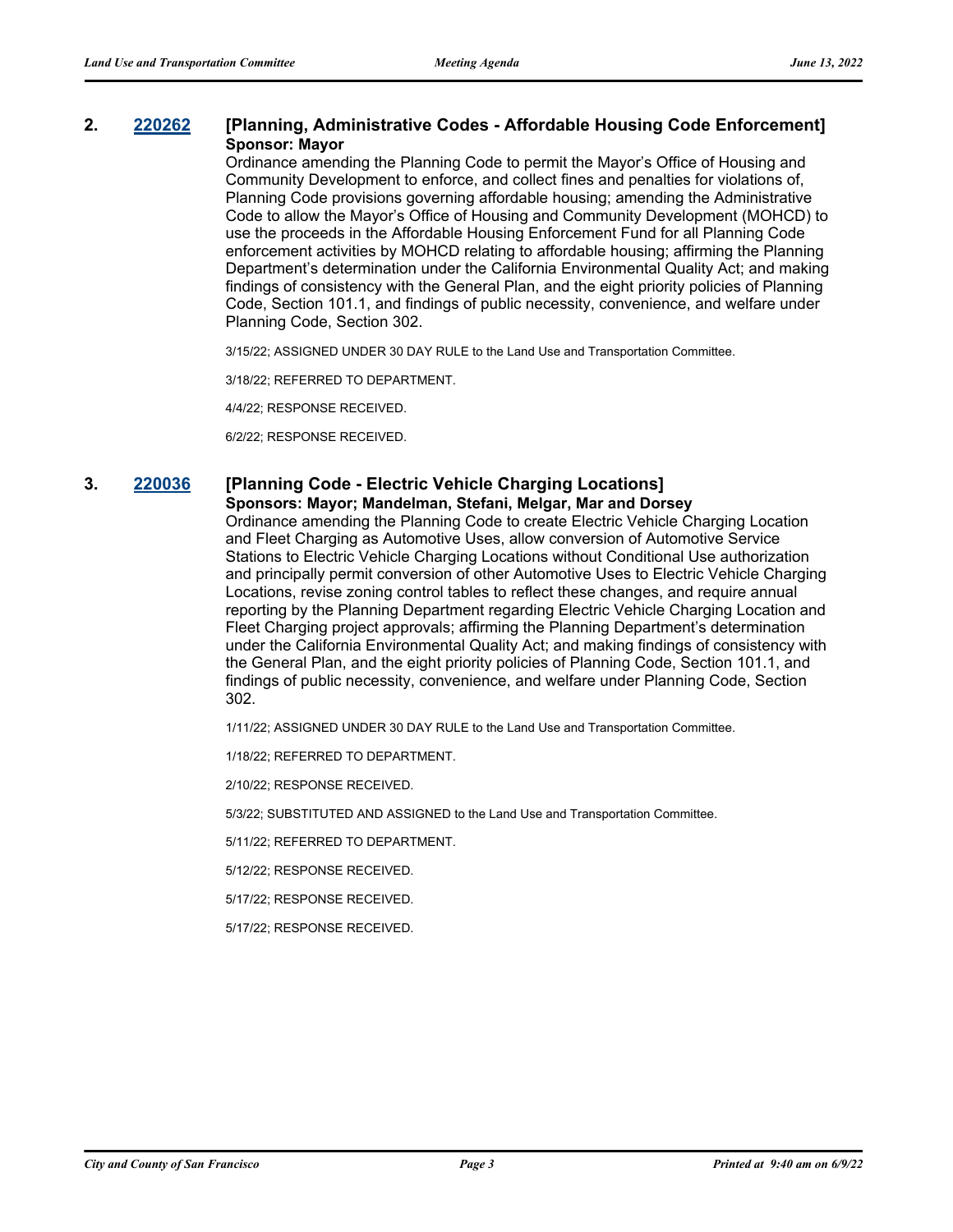**2. 220262 [Planning, Administrative Codes - Affordable Housing Code Enforcement]**

**Sponsor: Mayor**

Ordinance amending the Planning Code to permit the Mayor's Office of Housing and Community Development to enforce, and collect fines and penalties for violations of, Planning Code provisions governing affordable housing; amending the Administrative Code to allow the Mayor's Office of Housing and Community Development (MOHCD) to use the proceeds in the Affordable Housing Enforcement Fund for all Planning Code enforcement activities by MOHCD relating to affordable housing; affirming the Planning Department's determination under the California Environmental Quality Act; and making findings of consistency with the General Plan, and the eight priority policies of Planning Code, Section 101.1, and findings of public necessity, convenience, and welfare under Planning Code, Section 302.

3/15/22; ASSIGNED UNDER 30 DAY RULE to the Land Use and Transportation Committee.

3/18/22; REFERRED TO DEPARTMENT.

4/4/22; RESPONSE RECEIVED.

6/2/22; RESPONSE RECEIVED.

**3. 220036 [Planning Code - Electric Vehicle Charging Locations]**

**Sponsors: Mayor; Mandelman, Stefani, Melgar, Mar and Dorsey**

Ordinance amending the Planning Code to create Electric Vehicle Charging Location and Fleet Charging as Automotive Uses, allow conversion of Automotive Service Stations to Electric Vehicle Charging Locations without Conditional Use authorization and principally permit conversion of other Automotive Uses to Electric Vehicle Charging Locations, revise zoning control tables to reflect these changes, and require annual reporting by the Planning Department regarding Electric Vehicle Charging Location and Fleet Charging project approvals; affirming the Planning Department's determination under the California Environmental Quality Act; and making findings of consistency with the General Plan, and the eight priority policies of Planning Code, Section 101.1, and findings of public necessity, convenience, and welfare under Planning Code, Section 302.

1/11/22; ASSIGNED UNDER 30 DAY RULE to the Land Use and Transportation Committee.

1/18/22; REFERRED TO DEPARTMENT.

2/10/22; RESPONSE RECEIVED.

5/3/22; SUBSTITUTED AND ASSIGNED to the Land Use and Transportation Committee.

5/11/22; REFERRED TO DEPARTMENT.

5/12/22; RESPONSE RECEIVED.

5/17/22; RESPONSE RECEIVED.

5/17/22; RESPONSE RECEIVED.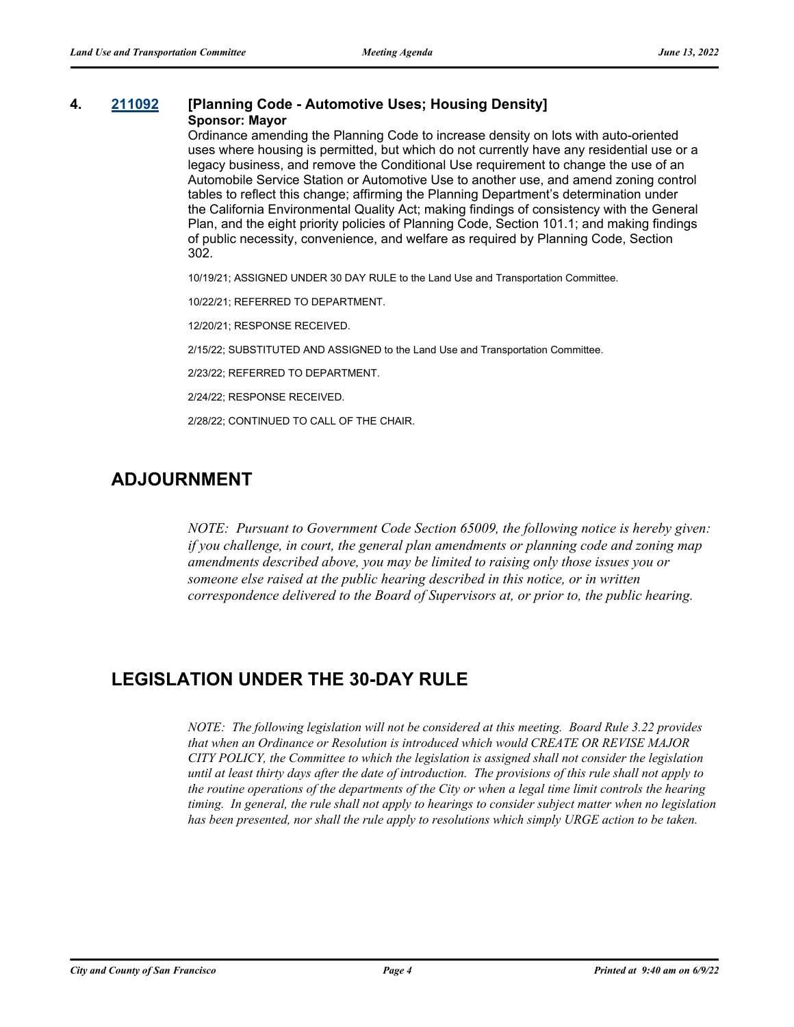**4. [211092](211092) [Planning Code - Automotive Uses; Housing Density]**

**Sponsor: Mayor**

Ordinance amending the Planning Code to increase density on lots with auto-oriented uses where housing is permitted, but which do not currently have any residential use or a legacy business, and remove the Conditional Use requirement to change the use of an Automobile Service Station or Automotive Use to another use, and amend zoning control tables to reflect this change; affirming the Planning Department's determination under the California Environmental Quality Act; making findings of consistency with the General Plan, and the eight priority policies of Planning Code, Section 101.1; and making findings of public necessity, convenience, and welfare as required by Planning Code, Section 302.

10/19/21; ASSIGNED UNDER 30 DAY RULE to the Land Use and Transportation Committee.

10/22/21; REFERRED TO DEPARTMENT.

12/20/21; RESPONSE RECEIVED.

2/15/22; SUBSTITUTED AND ASSIGNED to the Land Use and Transportation Committee.

2/23/22; REFERRED TO DEPARTMENT.

2/24/22; RESPONSE RECEIVED.

2/28/22; CONTINUED TO CALL OF THE CHAIR.

## ADJOURNMENT

*NOTE: Pursuant to Government Code Section 65009, the following notice is hereby given: if you challenge, in court, the general plan amendments or planning code and zoning map amendments described above, you may be limited to raising only those issues you or someone else raised at the public hearing described in this notice, or in written correspondence delivered to the Board of Supervisors at, or prior to, the public hearing.*

## LEGISLATION UNDER THE 30-DAY RULE

*NOTE: The following legislation will not be considered at this meeting. Board Rule 3.22 provides that when an Ordinance or Resolution is introduced which would CREATE OR REVISE MAJOR CITY POLICY, the Committee to which the legislation is assigned shall not consider the legislation until at least thirty days after the date of introduction. The provisions of this rule shall not apply to the routine operations of the departments of the City or when a legal time limit controls the hearing timing. In general, the rule shall not apply to hearings to consider subject matter when no legislation has been presented, nor shall the rule apply to resolutions which simply URGE action to be taken.*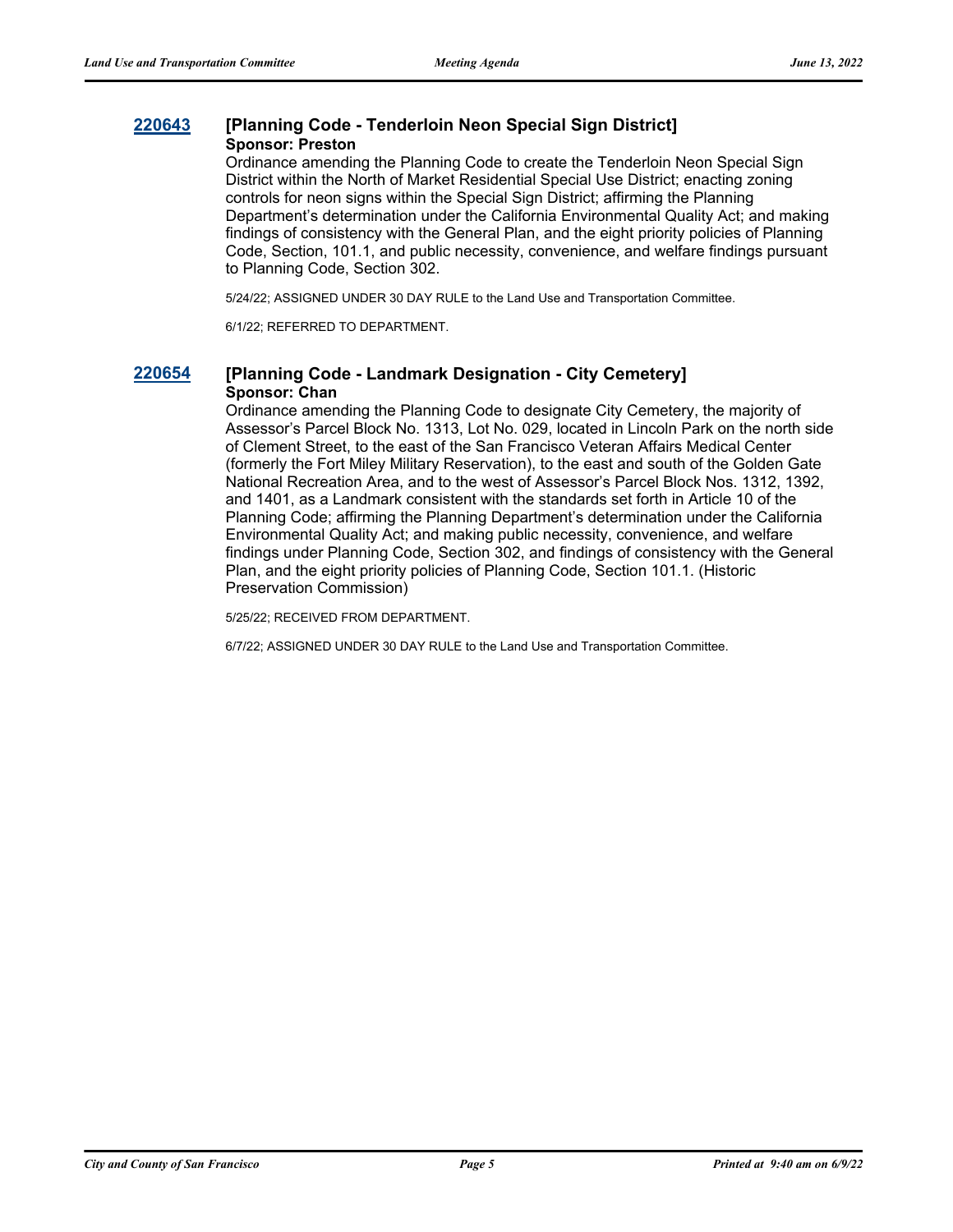### 220643 [Planning Code - Tenderloin Neon Special Sign District]

**Sponsor: Preston**

Ordinance amending the Planning Code to create the Tenderloin Neon Special Sign District within the North of Market Residential Special Use District; enacting zoning controls for neon signs within the Special Sign District; affirming the Planning Department's determination under the California Environmental Quality Act; and making findings of consistency with the General Plan, and the eight priority policies of Planning Code, Section, 101.1, and public necessity, convenience, and welfare findings pursuant to Planning Code, Section 302.

5/24/22; ASSIGNED UNDER 30 DAY RULE to the Land Use and Transportation Committee.

6/1/22; REFERRED TO DEPARTMENT.

### 220654 [Planning Code - Landmark Designation - City Cemetery]

**Sponsor: Chan**

Ordinance amending the Planning Code to designate City Cemetery, the majority of Assessor's Parcel Block No. 1313, Lot No. 029, located in Lincoln Park on the north side of Clement Street, to the east of the San Francisco Veteran Affairs Medical Center (formerly the Fort Miley Military Reservation), to the east and south of the Golden Gate National Recreation Area, and to the west of Assessor's Parcel Block Nos. 1312, 1392, and 1401, as a Landmark consistent with the standards set forth in Article 10 of the Planning Code; affirming the Planning Department's determination under the California Environmental Quality Act; and making public necessity, convenience, and welfare findings under Planning Code, Section 302, and findings of consistency with the General Plan, and the eight priority policies of Planning Code, Section 101.1. (Historic Preservation Commission)

5/25/22; RECEIVED FROM DEPARTMENT.

6/7/22; ASSIGNED UNDER 30 DAY RULE to the Land Use and Transportation Committee.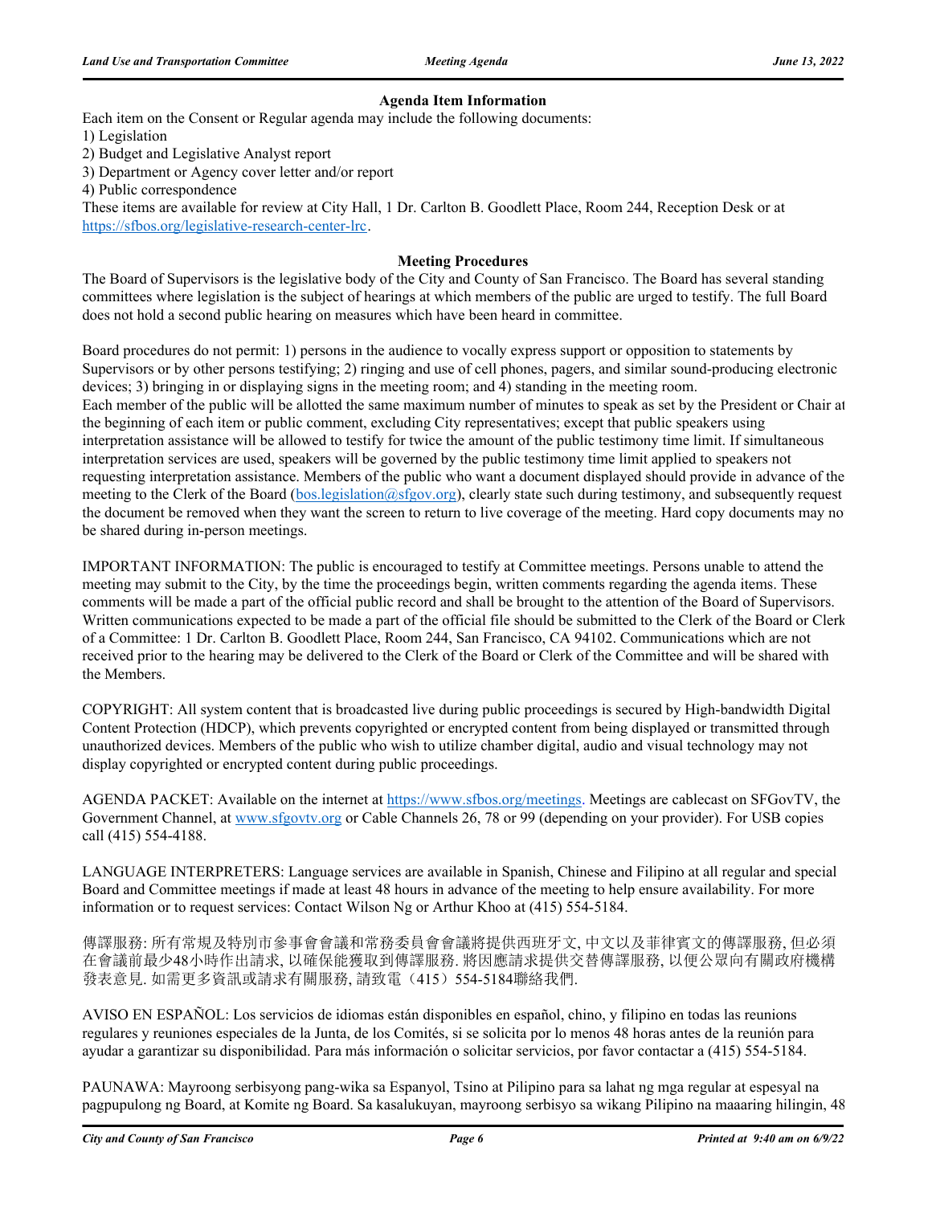### Agenda Item Information

Each item on the Consent or Regular agenda may include the following documents:

1) Legislation
2) Budget and Legislative Analyst report
3) Department or Agency cover letter and/or report
4) Public correspondence

These items are available for review at City Hall, 1 Dr. Carlton B. Goodlett Place, Room 244, Reception Desk or at https://sfbos.org/legislative-research-center-lrc.

### Meeting Procedures

The Board of Supervisors is the legislative body of the City and County of San Francisco. The Board has several standing committees where legislation is the subject of hearings at which members of the public are urged to testify. The full Board does not hold a second public hearing on measures which have been heard in committee.

Board procedures do not permit: 1) persons in the audience to vocally express support or opposition to statements by Supervisors or by other persons testifying; 2) ringing and use of cell phones, pagers, and similar sound-producing electronic devices; 3) bringing in or displaying signs in the meeting room; and 4) standing in the meeting room.
Each member of the public will be allotted the same maximum number of minutes to speak as set by the President or Chair at the beginning of each item or public comment, excluding City representatives; except that public speakers using interpretation assistance will be allowed to testify for twice the amount of the public testimony time limit. If simultaneous interpretation services are used, speakers will be governed by the public testimony time limit applied to speakers not requesting interpretation assistance. Members of the public who want a document displayed should provide in advance of the meeting to the Clerk of the Board (bos.legislation@sfgov.org), clearly state such during testimony, and subsequently request the document be removed when they want the screen to return to live coverage of the meeting. Hard copy documents may not be shared during in-person meetings.

IMPORTANT INFORMATION: The public is encouraged to testify at Committee meetings. Persons unable to attend the meeting may submit to the City, by the time the proceedings begin, written comments regarding the agenda items. These comments will be made a part of the official public record and shall be brought to the attention of the Board of Supervisors. Written communications expected to be made a part of the official file should be submitted to the Clerk of the Board or Clerk of a Committee: 1 Dr. Carlton B. Goodlett Place, Room 244, San Francisco, CA 94102. Communications which are not received prior to the hearing may be delivered to the Clerk of the Board or Clerk of the Committee and will be shared with the Members.

COPYRIGHT: All system content that is broadcasted live during public proceedings is secured by High-bandwidth Digital Content Protection (HDCP), which prevents copyrighted or encrypted content from being displayed or transmitted through unauthorized devices. Members of the public who wish to utilize chamber digital, audio and visual technology may not display copyrighted or encrypted content during public proceedings.

AGENDA PACKET: Available on the internet at https://www.sfbos.org/meetings. Meetings are cablecast on SFGovTV, the Government Channel, at www.sfgovtv.org or Cable Channels 26, 78 or 99 (depending on your provider). For USB copies call (415) 554-4188.

LANGUAGE INTERPRETERS: Language services are available in Spanish, Chinese and Filipino at all regular and special Board and Committee meetings if made at least 48 hours in advance of the meeting to help ensure availability. For more information or to request services: Contact Wilson Ng or Arthur Khoo at (415) 554-5184.

傳譯服務: 所有常規及特別市參事會會議和常務委員會會議將提供西班牙文, 中文以及菲律賓文的傳譯服務, 但必須在會議前最少48小時作出請求, 以確保能獲取到傳譯服務. 將因應請求提供交替傳譯服務, 以便公眾向有關政府機構發表意見. 如需更多資訊或請求有關服務, 請致電（415）554-5184聯絡我們.

AVISO EN ESPAÑOL: Los servicios de idiomas están disponibles en español, chino, y filipino en todas las reunions regulares y reuniones especiales de la Junta, de los Comités, si se solicita por lo menos 48 horas antes de la reunión para ayudar a garantizar su disponibilidad. Para más información o solicitar servicios, por favor contactar a (415) 554-5184.

PAUNAWA: Mayroong serbisyong pang-wika sa Espanyol, Tsino at Pilipino para sa lahat ng mga regular at espesyal na pagpupulong ng Board, at Komite ng Board. Sa kasalukuyan, mayroong serbisyo sa wikang Pilipino na maaaring hilingin, 48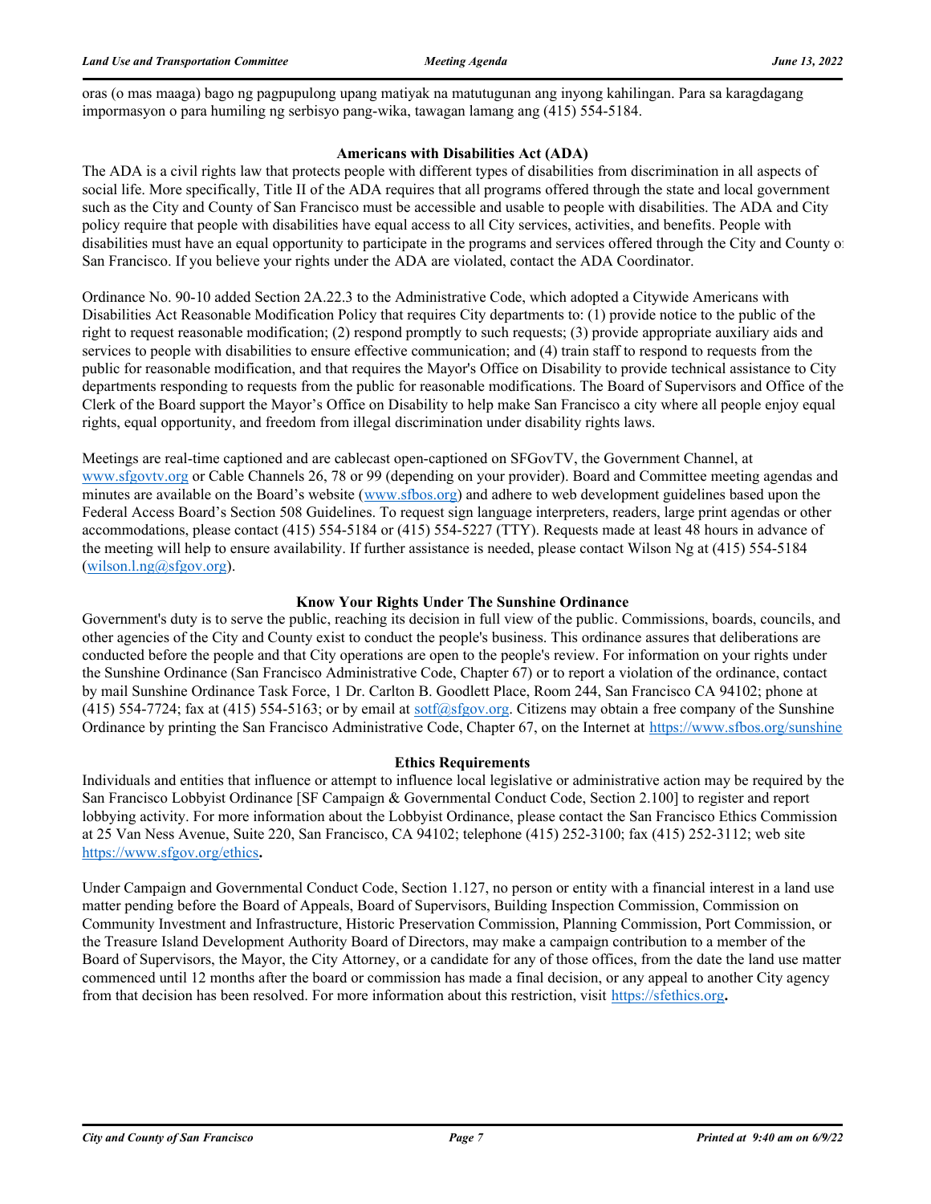oras (o mas maaga) bago ng pagpupulong upang matiyak na matutugunan ang inyong kahilingan. Para sa karagdagang impormasyon o para humiling ng serbisyo pang-wika, tawagan lamang ang (415) 554-5184.

**Americans with Disabilities Act (ADA)**

The ADA is a civil rights law that protects people with different types of disabilities from discrimination in all aspects of social life. More specifically, Title II of the ADA requires that all programs offered through the state and local government such as the City and County of San Francisco must be accessible and usable to people with disabilities. The ADA and City policy require that people with disabilities have equal access to all City services, activities, and benefits. People with disabilities must have an equal opportunity to participate in the programs and services offered through the City and County of San Francisco. If you believe your rights under the ADA are violated, contact the ADA Coordinator.

Ordinance No. 90-10 added Section 2A.22.3 to the Administrative Code, which adopted a Citywide Americans with Disabilities Act Reasonable Modification Policy that requires City departments to: (1) provide notice to the public of the right to request reasonable modification; (2) respond promptly to such requests; (3) provide appropriate auxiliary aids and services to people with disabilities to ensure effective communication; and (4) train staff to respond to requests from the public for reasonable modification, and that requires the Mayor's Office on Disability to provide technical assistance to City departments responding to requests from the public for reasonable modifications. The Board of Supervisors and Office of the Clerk of the Board support the Mayor's Office on Disability to help make San Francisco a city where all people enjoy equal rights, equal opportunity, and freedom from illegal discrimination under disability rights laws.

Meetings are real-time captioned and are cablecast open-captioned on SFGovTV, the Government Channel, at www.sfgovtv.org or Cable Channels 26, 78 or 99 (depending on your provider). Board and Committee meeting agendas and minutes are available on the Board's website (www.sfbos.org) and adhere to web development guidelines based upon the Federal Access Board's Section 508 Guidelines. To request sign language interpreters, readers, large print agendas or other accommodations, please contact (415) 554-5184 or (415) 554-5227 (TTY). Requests made at least 48 hours in advance of the meeting will help to ensure availability. If further assistance is needed, please contact Wilson Ng at (415) 554-5184 (wilson.l.ng@sfgov.org).

**Know Your Rights Under The Sunshine Ordinance**

Government's duty is to serve the public, reaching its decision in full view of the public. Commissions, boards, councils, and other agencies of the City and County exist to conduct the people's business. This ordinance assures that deliberations are conducted before the people and that City operations are open to the people's review. For information on your rights under the Sunshine Ordinance (San Francisco Administrative Code, Chapter 67) or to report a violation of the ordinance, contact by mail Sunshine Ordinance Task Force, 1 Dr. Carlton B. Goodlett Place, Room 244, San Francisco CA 94102; phone at (415) 554-7724; fax at (415) 554-5163; or by email at sotf@sfgov.org. Citizens may obtain a free company of the Sunshine Ordinance by printing the San Francisco Administrative Code, Chapter 67, on the Internet at https://www.sfbos.org/sunshine

**Ethics Requirements**

Individuals and entities that influence or attempt to influence local legislative or administrative action may be required by the San Francisco Lobbyist Ordinance [SF Campaign & Governmental Conduct Code, Section 2.100] to register and report lobbying activity. For more information about the Lobbyist Ordinance, please contact the San Francisco Ethics Commission at 25 Van Ness Avenue, Suite 220, San Francisco, CA 94102; telephone (415) 252-3100; fax (415) 252-3112; web site https://www.sfgov.org/ethics**.**

Under Campaign and Governmental Conduct Code, Section 1.127, no person or entity with a financial interest in a land use matter pending before the Board of Appeals, Board of Supervisors, Building Inspection Commission, Commission on Community Investment and Infrastructure, Historic Preservation Commission, Planning Commission, Port Commission, or the Treasure Island Development Authority Board of Directors, may make a campaign contribution to a member of the Board of Supervisors, the Mayor, the City Attorney, or a candidate for any of those offices, from the date the land use matter commenced until 12 months after the board or commission has made a final decision, or any appeal to another City agency from that decision has been resolved. For more information about this restriction, visit https://sfethics.org**.**